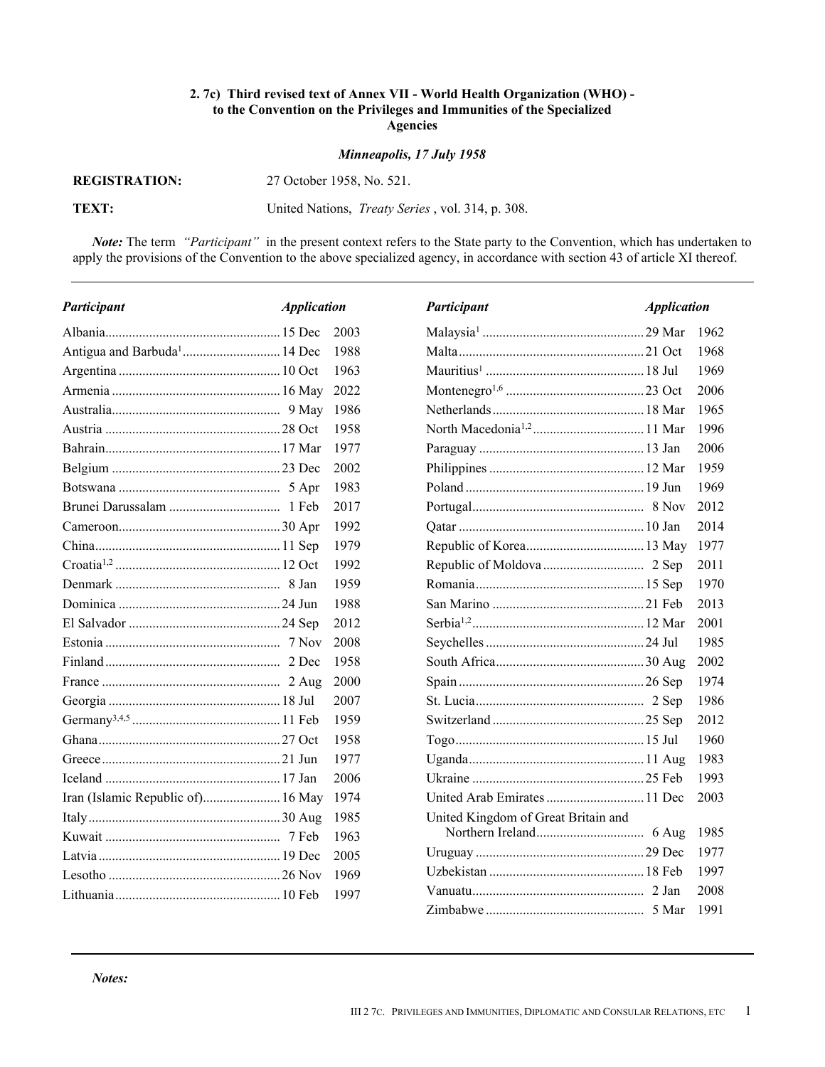## 2. 7c) Third revised text of Annex VII - World Health Organization (WHO) - to the Convention on the Privileges and Immunities of the Specialized Agencies

***Minneapolis, 17 July 1958***

**REGISTRATION:** 27 October 1958, No. 521.

**TEXT:** United Nations, *Treaty Series* , vol. 314, p. 308.

***Note:*** The term *"Participant"* in the present context refers to the State party to the Convention, which has undertaken to apply the provisions of the Convention to the above specialized agency, in accordance with section 43 of article XI thereof.

| *Participant* | *Application* |
|---|---|
| Albania | 15 Dec 2003 |
| Antigua and Barbuda[1] | 14 Dec 1988 |
| Argentina | 10 Oct 1963 |
| Armenia | 16 May 2022 |
| Australia | 9 May 1986 |
| Austria | 28 Oct 1958 |
| Bahrain | 17 Mar 1977 |
| Belgium | 23 Dec 2002 |
| Botswana | 5 Apr 1983 |
| Brunei Darussalam | 1 Feb 2017 |
| Cameroon | 30 Apr 1992 |
| China | 11 Sep 1979 |
| Croatia[1,2] | 12 Oct 1992 |
| Denmark | 8 Jan 1959 |
| Dominica | 24 Jun 1988 |
| El Salvador | 24 Sep 2012 |
| Estonia | 7 Nov 2008 |
| Finland | 2 Dec 1958 |
| France | 2 Aug 2000 |
| Georgia | 18 Jul 2007 |
| Germany[3,4,5] | 11 Feb 1959 |
| Ghana | 27 Oct 1958 |
| Greece | 21 Jun 1977 |
| Iceland | 17 Jan 2006 |
| Iran (Islamic Republic of) | 16 May 1974 |
| Italy | 30 Aug 1985 |
| Kuwait | 7 Feb 1963 |
| Latvia | 19 Dec 2005 |
| Lesotho | 26 Nov 1969 |
| Lithuania | 10 Feb 1997 |
| Malaysia[1] | 29 Mar 1962 |
| Malta | 21 Oct 1968 |
| Mauritius[1] | 18 Jul 1969 |
| Montenegro[1,6] | 23 Oct 2006 |
| Netherlands | 18 Mar 1965 |
| North Macedonia[1,2] | 11 Mar 1996 |
| Paraguay | 13 Jan 2006 |
| Philippines | 12 Mar 1959 |
| Poland | 19 Jun 1969 |
| Portugal | 8 Nov 2012 |
| Qatar | 10 Jan 2014 |
| Republic of Korea | 13 May 1977 |
| Republic of Moldova | 2 Sep 2011 |
| Romania | 15 Sep 1970 |
| San Marino | 21 Feb 2013 |
| Serbia[1,2] | 12 Mar 2001 |
| Seychelles | 24 Jul 1985 |
| South Africa | 30 Aug 2002 |
| Spain | 26 Sep 1974 |
| St. Lucia | 2 Sep 1986 |
| Switzerland | 25 Sep 2012 |
| Togo | 15 Jul 1960 |
| Uganda | 11 Aug 1983 |
| Ukraine | 25 Feb 1993 |
| United Arab Emirates | 11 Dec 2003 |
| United Kingdom of Great Britain and Northern Ireland | 6 Aug 1985 |
| Uruguay | 29 Dec 1977 |
| Uzbekistan | 18 Feb 1997 |
| Vanuatu | 2 Jan 2008 |
| Zimbabwe | 5 Mar 1991 |

***Notes:***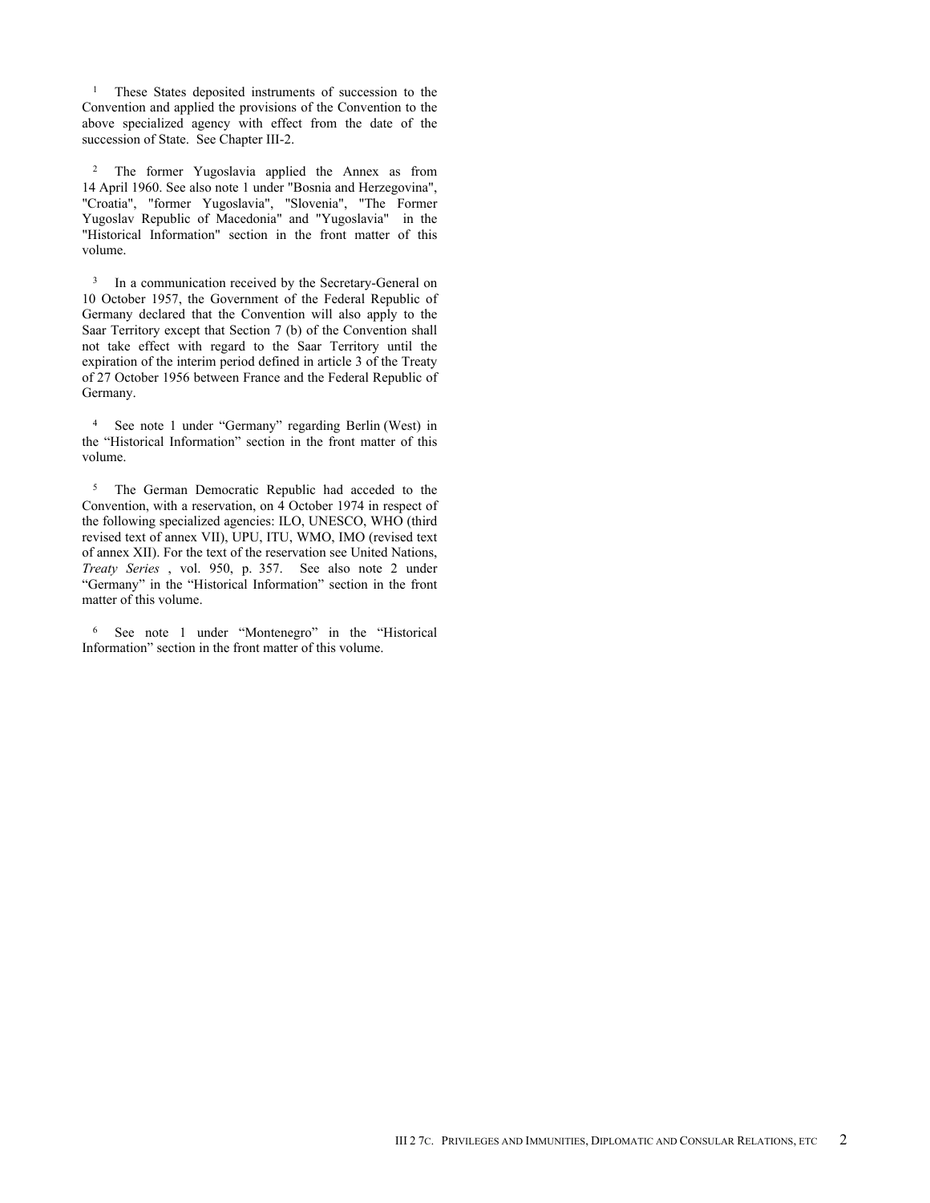[1] These States deposited instruments of succession to the Convention and applied the provisions of the Convention to the above specialized agency with effect from the date of the succession of State. See Chapter III-2.

[2] The former Yugoslavia applied the Annex as from 14 April 1960. See also note 1 under "Bosnia and Herzegovina", "Croatia", "former Yugoslavia", "Slovenia", "The Former Yugoslav Republic of Macedonia" and "Yugoslavia" in the "Historical Information" section in the front matter of this volume.

[3] In a communication received by the Secretary-General on 10 October 1957, the Government of the Federal Republic of Germany declared that the Convention will also apply to the Saar Territory except that Section 7 (b) of the Convention shall not take effect with regard to the Saar Territory until the expiration of the interim period defined in article 3 of the Treaty of 27 October 1956 between France and the Federal Republic of Germany.

[4] See note 1 under "Germany" regarding Berlin (West) in the "Historical Information" section in the front matter of this volume.

[5] The German Democratic Republic had acceded to the Convention, with a reservation, on 4 October 1974 in respect of the following specialized agencies: ILO, UNESCO, WHO (third revised text of annex VII), UPU, ITU, WMO, IMO (revised text of annex XII). For the text of the reservation see United Nations, *Treaty Series* , vol. 950, p. 357. See also note 2 under "Germany" in the "Historical Information" section in the front matter of this volume.

[6] See note 1 under "Montenegro" in the "Historical Information" section in the front matter of this volume.